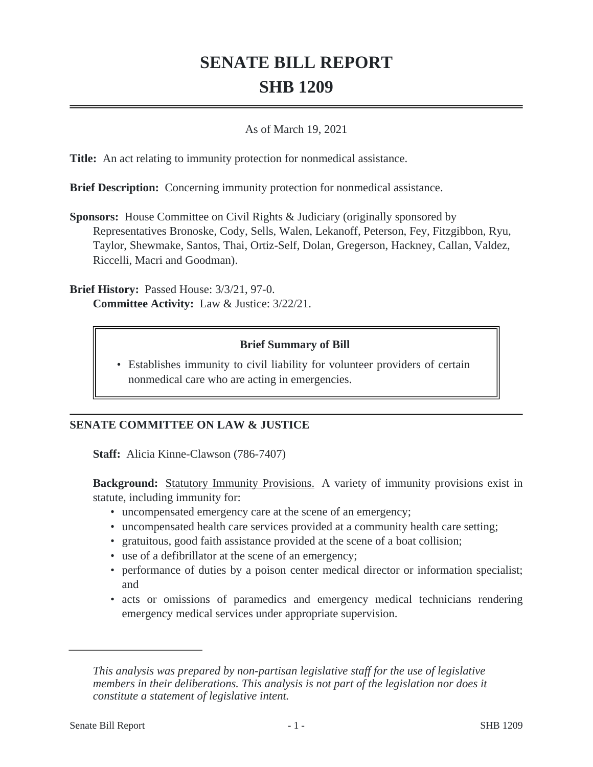# SENATE BILL REPORT
# SHB 1209

As of March 19, 2021

**Title:** An act relating to immunity protection for nonmedical assistance.

**Brief Description:** Concerning immunity protection for nonmedical assistance.

**Sponsors:** House Committee on Civil Rights & Judiciary (originally sponsored by Representatives Bronoske, Cody, Sells, Walen, Lekanoff, Peterson, Fey, Fitzgibbon, Ryu, Taylor, Shewmake, Santos, Thai, Ortiz-Self, Dolan, Gregerson, Hackney, Callan, Valdez, Riccelli, Macri and Goodman).

**Brief History:** Passed House: 3/3/21, 97-0.
**Committee Activity:** Law & Justice: 3/22/21.

> **Brief Summary of Bill**
>
> - Establishes immunity to civil liability for volunteer providers of certain nonmedical care who are acting in emergencies.

## SENATE COMMITTEE ON LAW & JUSTICE

**Staff:** Alicia Kinne-Clawson (786-7407)

**Background:** Statutory Immunity Provisions. A variety of immunity provisions exist in statute, including immunity for:

- uncompensated emergency care at the scene of an emergency;
- uncompensated health care services provided at a community health care setting;
- gratuitous, good faith assistance provided at the scene of a boat collision;
- use of a defibrillator at the scene of an emergency;
- performance of duties by a poison center medical director or information specialist; and
- acts or omissions of paramedics and emergency medical technicians rendering emergency medical services under appropriate supervision.

*This analysis was prepared by non-partisan legislative staff for the use of legislative members in their deliberations. This analysis is not part of the legislation nor does it constitute a statement of legislative intent.*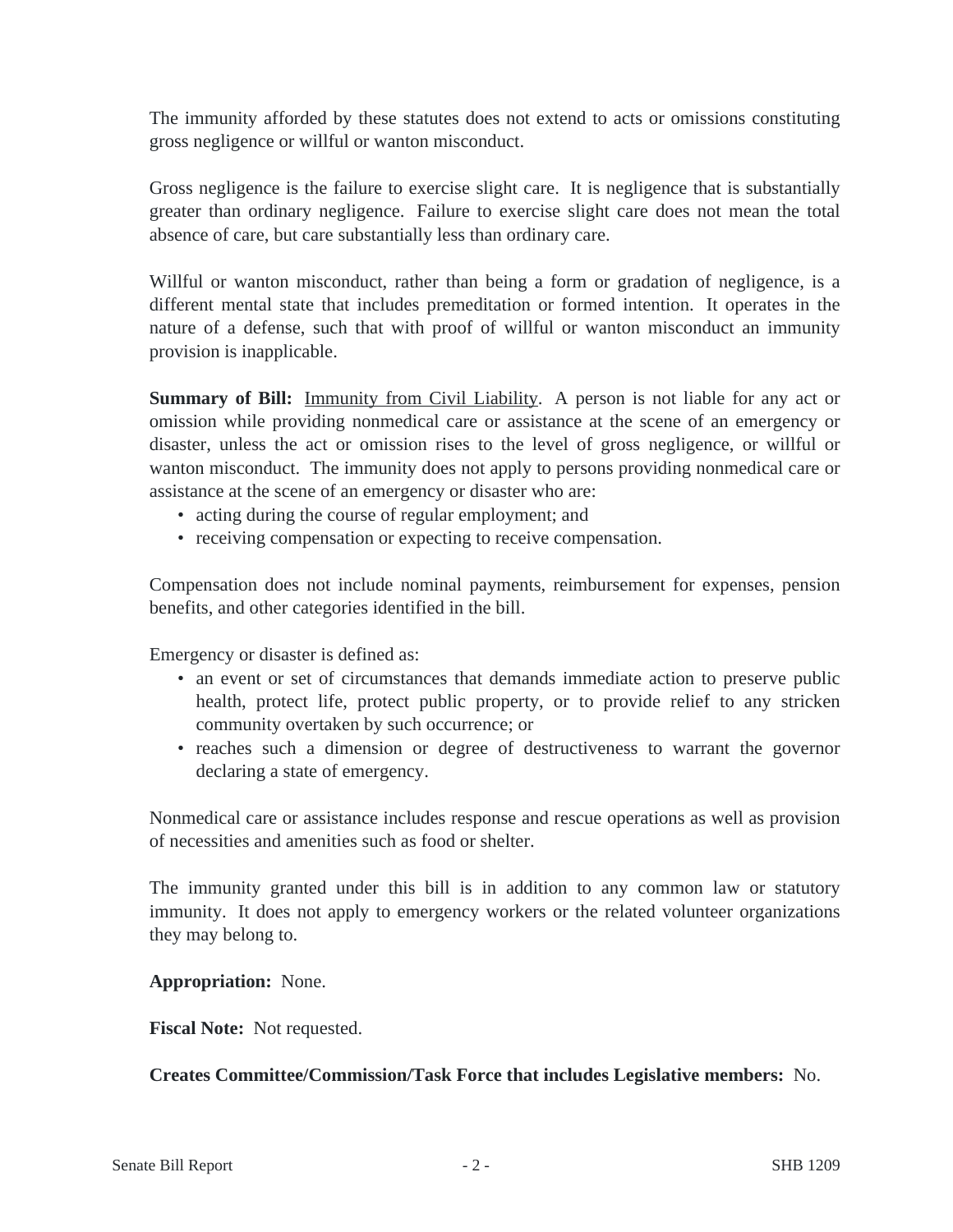The immunity afforded by these statutes does not extend to acts or omissions constituting gross negligence or willful or wanton misconduct.

Gross negligence is the failure to exercise slight care. It is negligence that is substantially greater than ordinary negligence. Failure to exercise slight care does not mean the total absence of care, but care substantially less than ordinary care.

Willful or wanton misconduct, rather than being a form or gradation of negligence, is a different mental state that includes premeditation or formed intention. It operates in the nature of a defense, such that with proof of willful or wanton misconduct an immunity provision is inapplicable.

**Summary of Bill:** Immunity from Civil Liability. A person is not liable for any act or omission while providing nonmedical care or assistance at the scene of an emergency or disaster, unless the act or omission rises to the level of gross negligence, or willful or wanton misconduct. The immunity does not apply to persons providing nonmedical care or assistance at the scene of an emergency or disaster who are:

- acting during the course of regular employment; and
- receiving compensation or expecting to receive compensation.

Compensation does not include nominal payments, reimbursement for expenses, pension benefits, and other categories identified in the bill.

Emergency or disaster is defined as:

- an event or set of circumstances that demands immediate action to preserve public health, protect life, protect public property, or to provide relief to any stricken community overtaken by such occurrence; or
- reaches such a dimension or degree of destructiveness to warrant the governor declaring a state of emergency.

Nonmedical care or assistance includes response and rescue operations as well as provision of necessities and amenities such as food or shelter.

The immunity granted under this bill is in addition to any common law or statutory immunity. It does not apply to emergency workers or the related volunteer organizations they may belong to.

**Appropriation:** None.

**Fiscal Note:** Not requested.

**Creates Committee/Commission/Task Force that includes Legislative members:** No.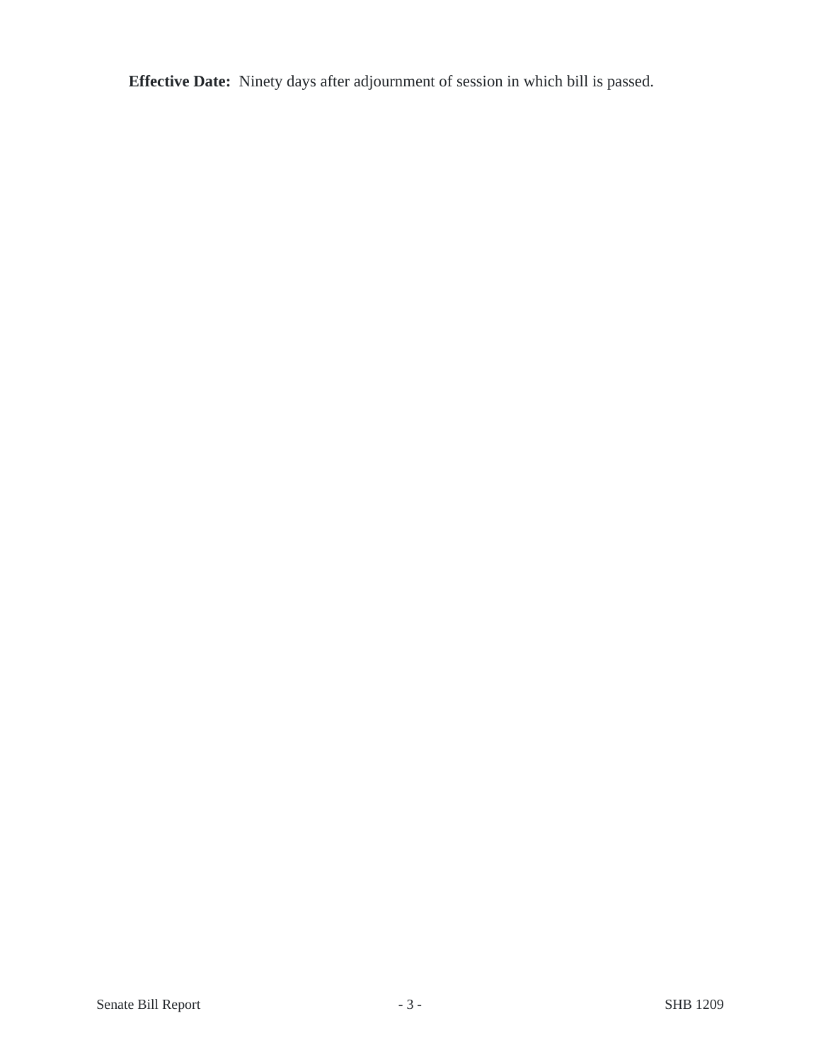**Effective Date:** Ninety days after adjournment of session in which bill is passed.